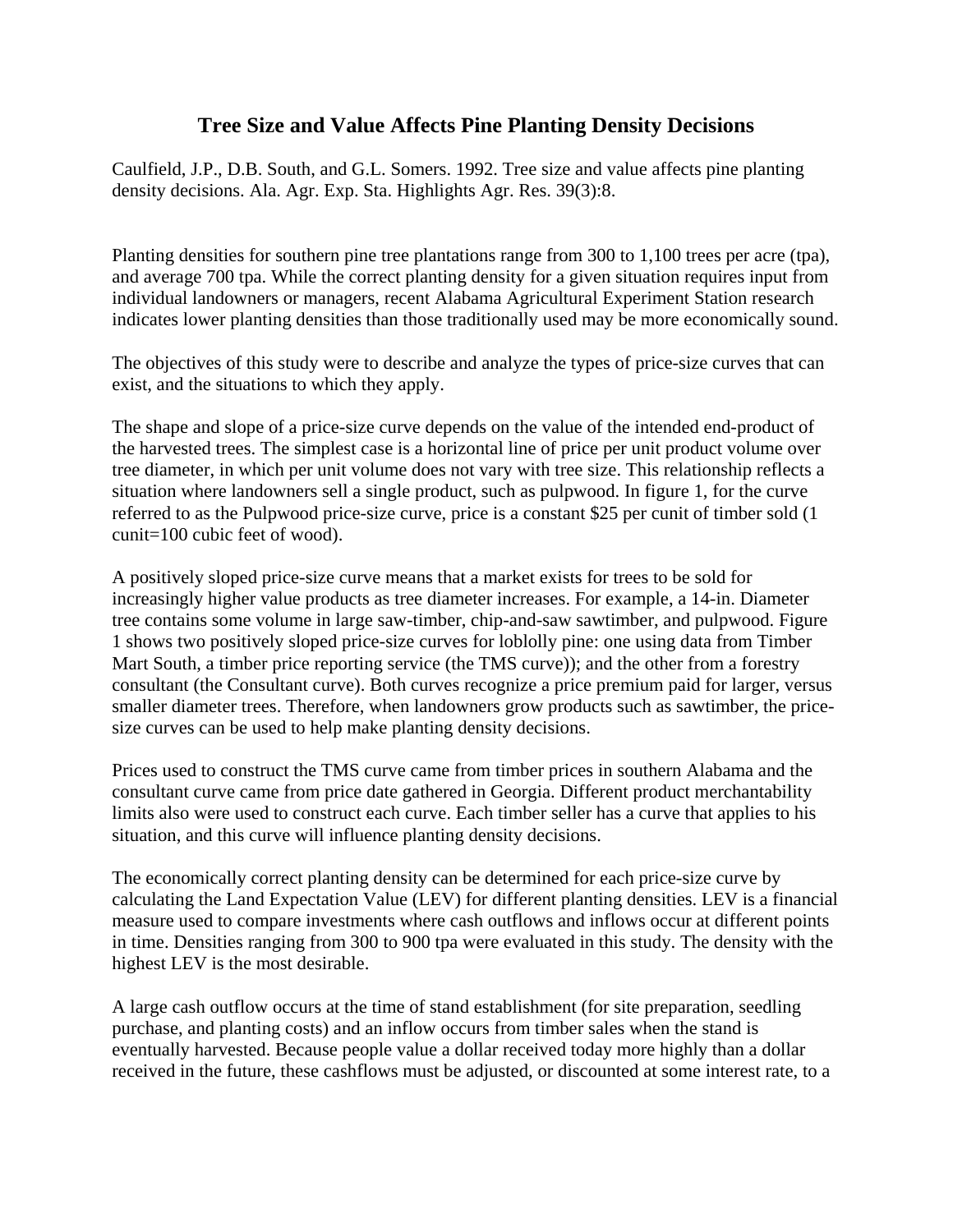# Tree Size and Value Affects Pine Planting Density Decisions

Caulfield, J.P., D.B. South, and G.L. Somers. 1992. Tree size and value affects pine planting density decisions. Ala. Agr. Exp. Sta. Highlights Agr. Res. 39(3):8.

Planting densities for southern pine tree plantations range from 300 to 1,100 trees per acre (tpa), and average 700 tpa. While the correct planting density for a given situation requires input from individual landowners or managers, recent Alabama Agricultural Experiment Station research indicates lower planting densities than those traditionally used may be more economically sound.

The objectives of this study were to describe and analyze the types of price-size curves that can exist, and the situations to which they apply.

The shape and slope of a price-size curve depends on the value of the intended end-product of the harvested trees. The simplest case is a horizontal line of price per unit product volume over tree diameter, in which per unit volume does not vary with tree size. This relationship reflects a situation where landowners sell a single product, such as pulpwood. In figure 1, for the curve referred to as the Pulpwood price-size curve, price is a constant $25 per cunit of timber sold (1 cunit=100 cubic feet of wood).

A positively sloped price-size curve means that a market exists for trees to be sold for increasingly higher value products as tree diameter increases. For example, a 14-in. Diameter tree contains some volume in large saw-timber, chip-and-saw sawtimber, and pulpwood. Figure 1 shows two positively sloped price-size curves for loblolly pine: one using data from Timber Mart South, a timber price reporting service (the TMS curve)); and the other from a forestry consultant (the Consultant curve). Both curves recognize a price premium paid for larger, versus smaller diameter trees. Therefore, when landowners grow products such as sawtimber, the price-size curves can be used to help make planting density decisions.

Prices used to construct the TMS curve came from timber prices in southern Alabama and the consultant curve came from price date gathered in Georgia. Different product merchantability limits also were used to construct each curve. Each timber seller has a curve that applies to his situation, and this curve will influence planting density decisions.

The economically correct planting density can be determined for each price-size curve by calculating the Land Expectation Value (LEV) for different planting densities. LEV is a financial measure used to compare investments where cash outflows and inflows occur at different points in time. Densities ranging from 300 to 900 tpa were evaluated in this study. The density with the highest LEV is the most desirable.

A large cash outflow occurs at the time of stand establishment (for site preparation, seedling purchase, and planting costs) and an inflow occurs from timber sales when the stand is eventually harvested. Because people value a dollar received today more highly than a dollar received in the future, these cashflows must be adjusted, or discounted at some interest rate, to a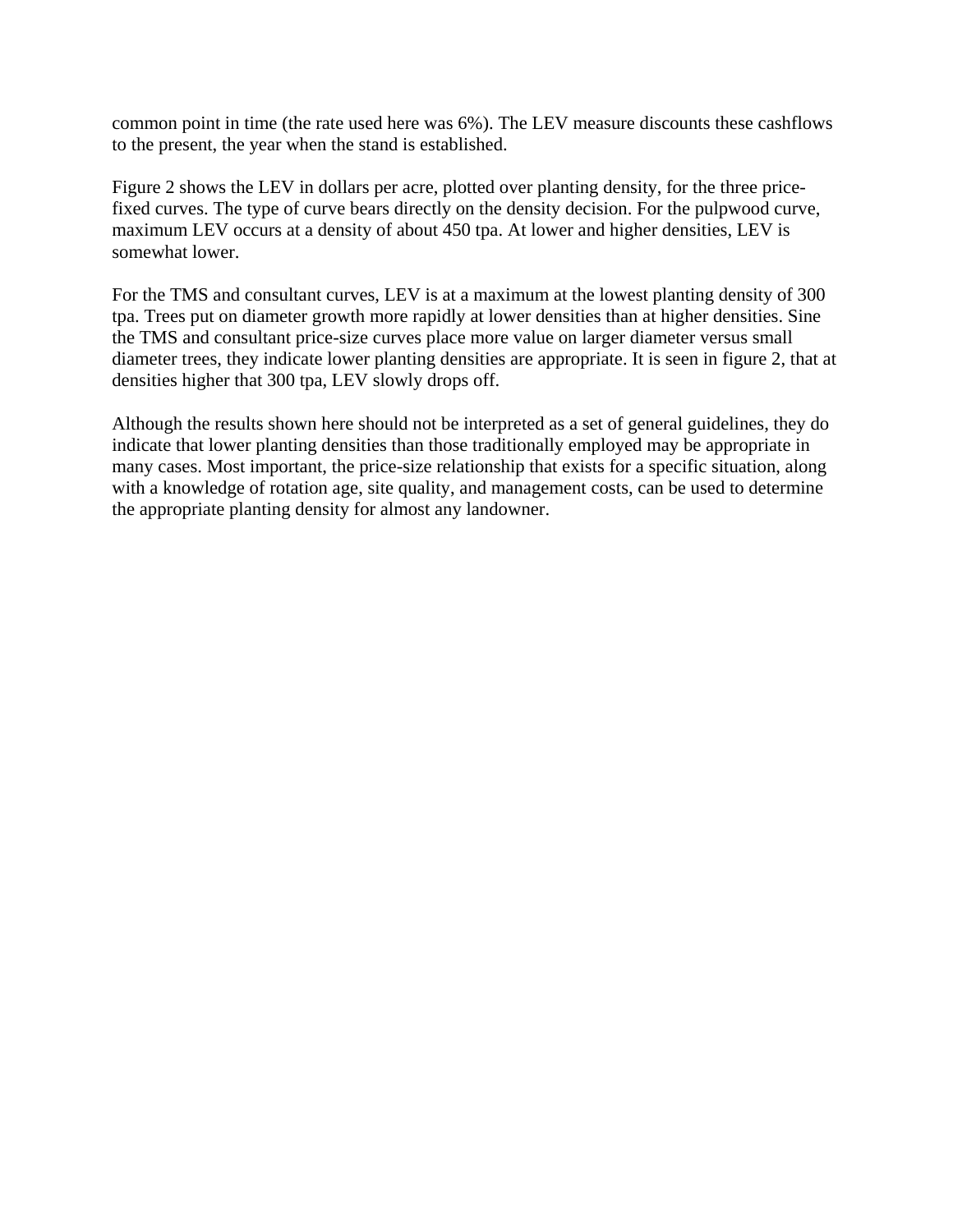common point in time (the rate used here was 6%). The LEV measure discounts these cashflows to the present, the year when the stand is established.

Figure 2 shows the LEV in dollars per acre, plotted over planting density, for the three price-fixed curves. The type of curve bears directly on the density decision. For the pulpwood curve, maximum LEV occurs at a density of about 450 tpa. At lower and higher densities, LEV is somewhat lower.

For the TMS and consultant curves, LEV is at a maximum at the lowest planting density of 300 tpa. Trees put on diameter growth more rapidly at lower densities than at higher densities. Sine the TMS and consultant price-size curves place more value on larger diameter versus small diameter trees, they indicate lower planting densities are appropriate. It is seen in figure 2, that at densities higher that 300 tpa, LEV slowly drops off.

Although the results shown here should not be interpreted as a set of general guidelines, they do indicate that lower planting densities than those traditionally employed may be appropriate in many cases. Most important, the price-size relationship that exists for a specific situation, along with a knowledge of rotation age, site quality, and management costs, can be used to determine the appropriate planting density for almost any landowner.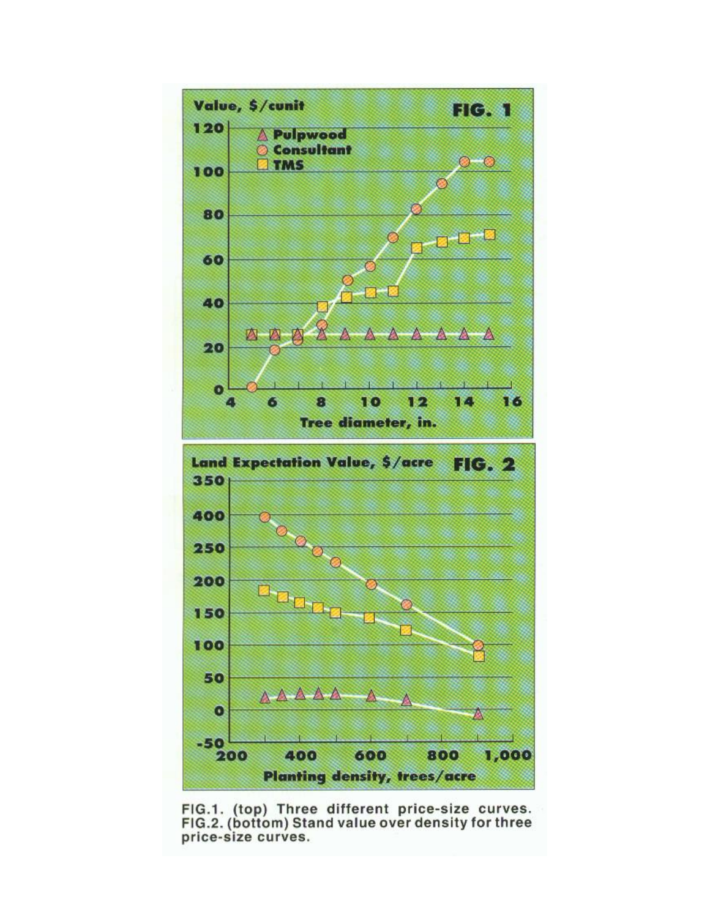Value, $/cunit

FIG. 1

120
100
80
60
40
20
0

4 6 8 10 12 14 16

Tree diameter, in.

Pulpwood
Consultant
TMS

Land Expectation Value, $/acre

FIG. 2

350
400
250
200
150
100
50
0
-50

200 400 600 800 1,000

Planting density, trees/acre

FIG.1. (top) Three different price-size curves.
FIG.2. (bottom) Stand value over density for three price-size curves.